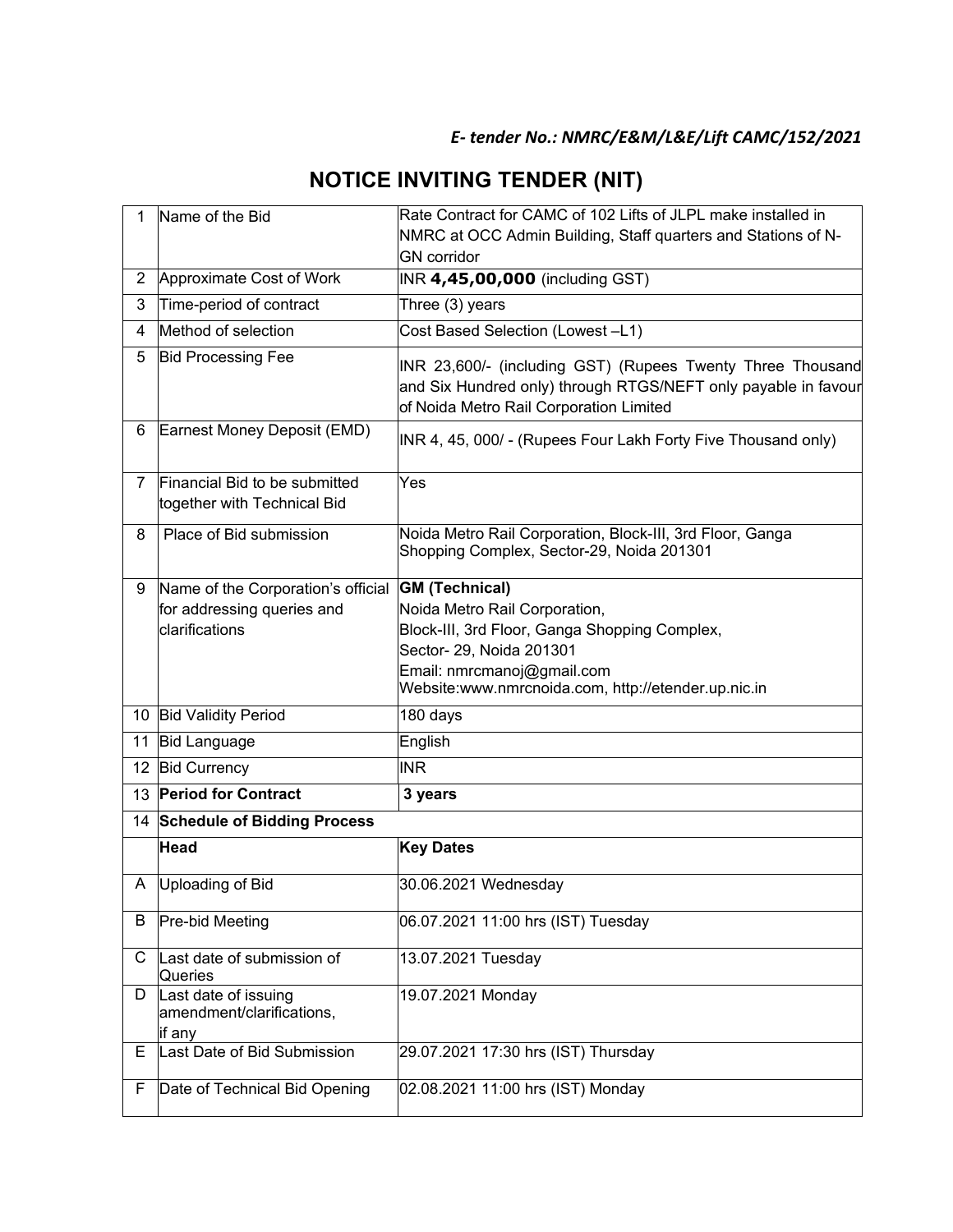*E- tender No.: NMRC/E&M/L&E/Lift CAMC/152/2021*

# NOTICE INVITING TENDER (NIT)

| 1 | Name of the Bid | Rate Contract for CAMC of 102 Lifts of JLPL make installed in NMRC at OCC Admin Building, Staff quarters and Stations of N-GN corridor |
|---|---|---|
| 2 | Approximate Cost of Work | INR **4,45,00,000** (including GST) |
| 3 | Time-period of contract | Three (3) years |
| 4 | Method of selection | Cost Based Selection (Lowest –L1) |
| 5 | Bid Processing Fee | INR 23,600/- (including GST) (Rupees Twenty Three Thousand and Six Hundred only) through RTGS/NEFT only payable in favour of Noida Metro Rail Corporation Limited |
| 6 | Earnest Money Deposit (EMD) | INR 4, 45, 000/ - (Rupees Four Lakh Forty Five Thousand only) |
| 7 | Financial Bid to be submitted together with Technical Bid | Yes |
| 8 | Place of Bid submission | Noida Metro Rail Corporation, Block-III, 3rd Floor, Ganga Shopping Complex, Sector-29, Noida 201301 |
| 9 | Name of the Corporation's official for addressing queries and clarifications | **GM (Technical)**<br>Noida Metro Rail Corporation,<br>Block-III, 3rd Floor, Ganga Shopping Complex,<br>Sector- 29, Noida 201301<br>Email: nmrcmanoj@gmail.com<br>Website:www.nmrcnoida.com, http://etender.up.nic.in |
| 10 | Bid Validity Period | 180 days |
| 11 | Bid Language | English |
| 12 | Bid Currency | INR |
| 13 | **Period for Contract** | **3 years** |
| 14 | **Schedule of Bidding Process** | |
| | **Head** | **Key Dates** |
| A | Uploading of Bid | 30.06.2021 Wednesday |
| B | Pre-bid Meeting | 06.07.2021 11:00 hrs (IST) Tuesday |
| C | Last date of submission of Queries | 13.07.2021 Tuesday |
| D | Last date of issuing amendment/clarifications, if any | 19.07.2021 Monday |
| E | Last Date of Bid Submission | 29.07.2021 17:30 hrs (IST) Thursday |
| F | Date of Technical Bid Opening | 02.08.2021 11:00 hrs (IST) Monday |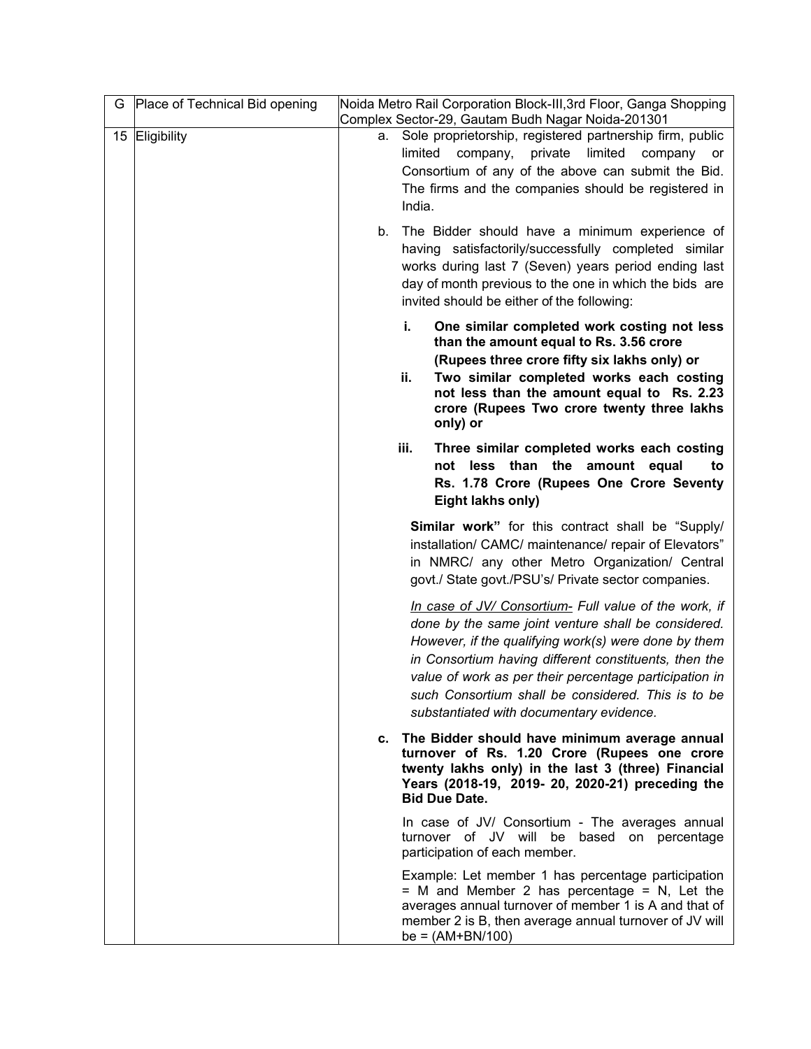| G | Place of Technical Bid opening | Noida Metro Rail Corporation Block-III,3rd Floor, Ganga Shopping Complex Sector-29, Gautam Budh Nagar Noida-201301 |
|---|---|---|
| 15 | Eligibility | a. Sole proprietorship, registered partnership firm, public limited company, private limited company or Consortium of any of the above can submit the Bid. The firms and the companies should be registered in India.<br><br>b. The Bidder should have a minimum experience of having satisfactorily/successfully completed similar works during last 7 (Seven) years period ending last day of month previous to the one in which the bids are invited should be either of the following:<br><br>**i. One similar completed work costing not less than the amount equal to Rs. 3.56 crore (Rupees three crore fifty six lakhs only) or**<br>**ii. Two similar completed works each costing not less than the amount equal to Rs. 2.23 crore (Rupees Two crore twenty three lakhs only) or**<br><br>**iii. Three similar completed works each costing not less than the amount equal to Rs. 1.78 Crore (Rupees One Crore Seventy Eight lakhs only)**<br><br>**Similar work"** for this contract shall be "Supply/ installation/ CAMC/ maintenance/ repair of Elevators" in NMRC/ any other Metro Organization/ Central govt./ State govt./PSU's/ Private sector companies.<br><br>*<u>In case of JV/ Consortium-</u> Full value of the work, if done by the same joint venture shall be considered. However, if the qualifying work(s) were done by them in Consortium having different constituents, then the value of work as per their percentage participation in such Consortium shall be considered. This is to be substantiated with documentary evidence.*<br><br>**c. The Bidder should have minimum average annual turnover of Rs. 1.20 Crore (Rupees one crore twenty lakhs only) in the last 3 (three) Financial Years (2018-19, 2019- 20, 2020-21) preceding the Bid Due Date.**<br><br>In case of JV/ Consortium - The averages annual turnover of JV will be based on percentage participation of each member.<br><br>Example: Let member 1 has percentage participation = M and Member 2 has percentage = N, Let the averages annual turnover of member 1 is A and that of member 2 is B, then average annual turnover of JV will be = (AM+BN/100) |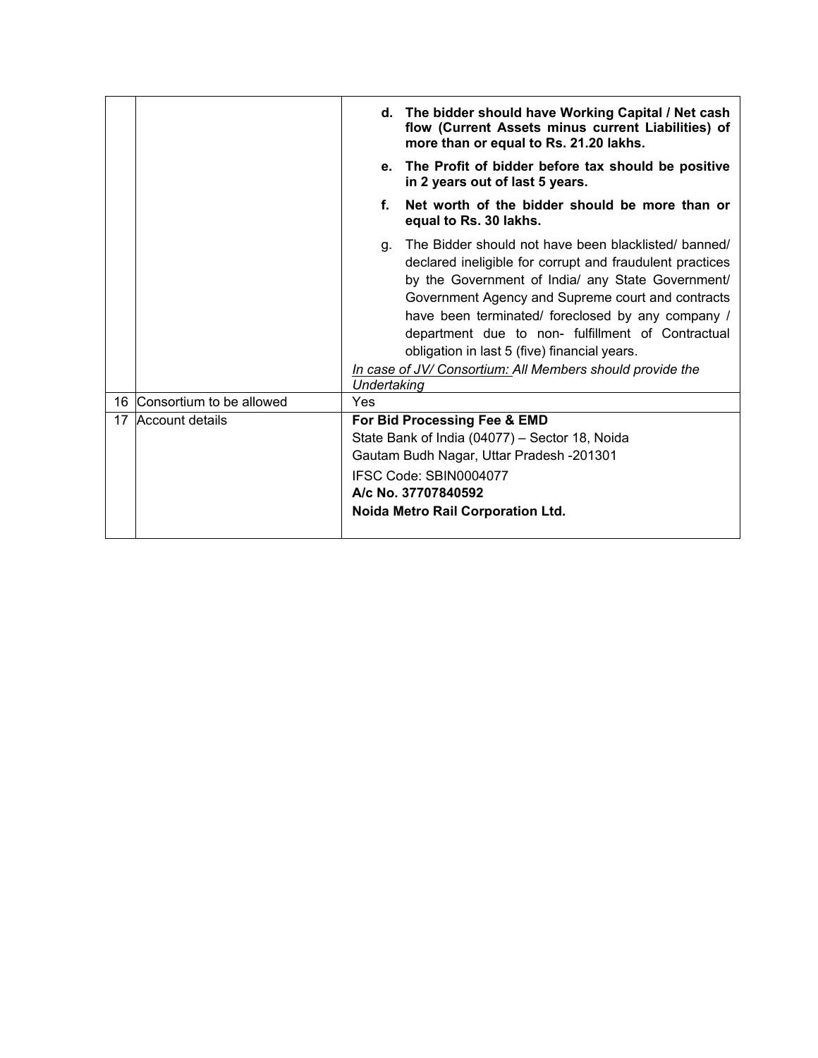| | | |
|---|---|---|
| | | **d. The bidder should have Working Capital / Net cash flow (Current Assets minus current Liabilities) of more than or equal to Rs. 21.20 lakhs.**<br><br>**e. The Profit of bidder before tax should be positive in 2 years out of last 5 years.**<br><br>**f. Net worth of the bidder should be more than or equal to Rs. 30 lakhs.**<br><br>g. The Bidder should not have been blacklisted/ banned/ declared ineligible for corrupt and fraudulent practices by the Government of India/ any State Government/ Government Agency and Supreme court and contracts have been terminated/ foreclosed by any company / department due to non- fulfillment of Contractual obligation in last 5 (five) financial years.<br><br>*In case of JV/ Consortium: All Members should provide the Undertaking* |
| 16 | Consortium to be allowed | Yes |
| 17 | Account details | **For Bid Processing Fee & EMD**<br>State Bank of India (04077) – Sector 18, Noida<br>Gautam Budh Nagar, Uttar Pradesh -201301<br>IFSC Code: SBIN0004077<br>**A/c No. 37707840592**<br>**Noida Metro Rail Corporation Ltd.** |